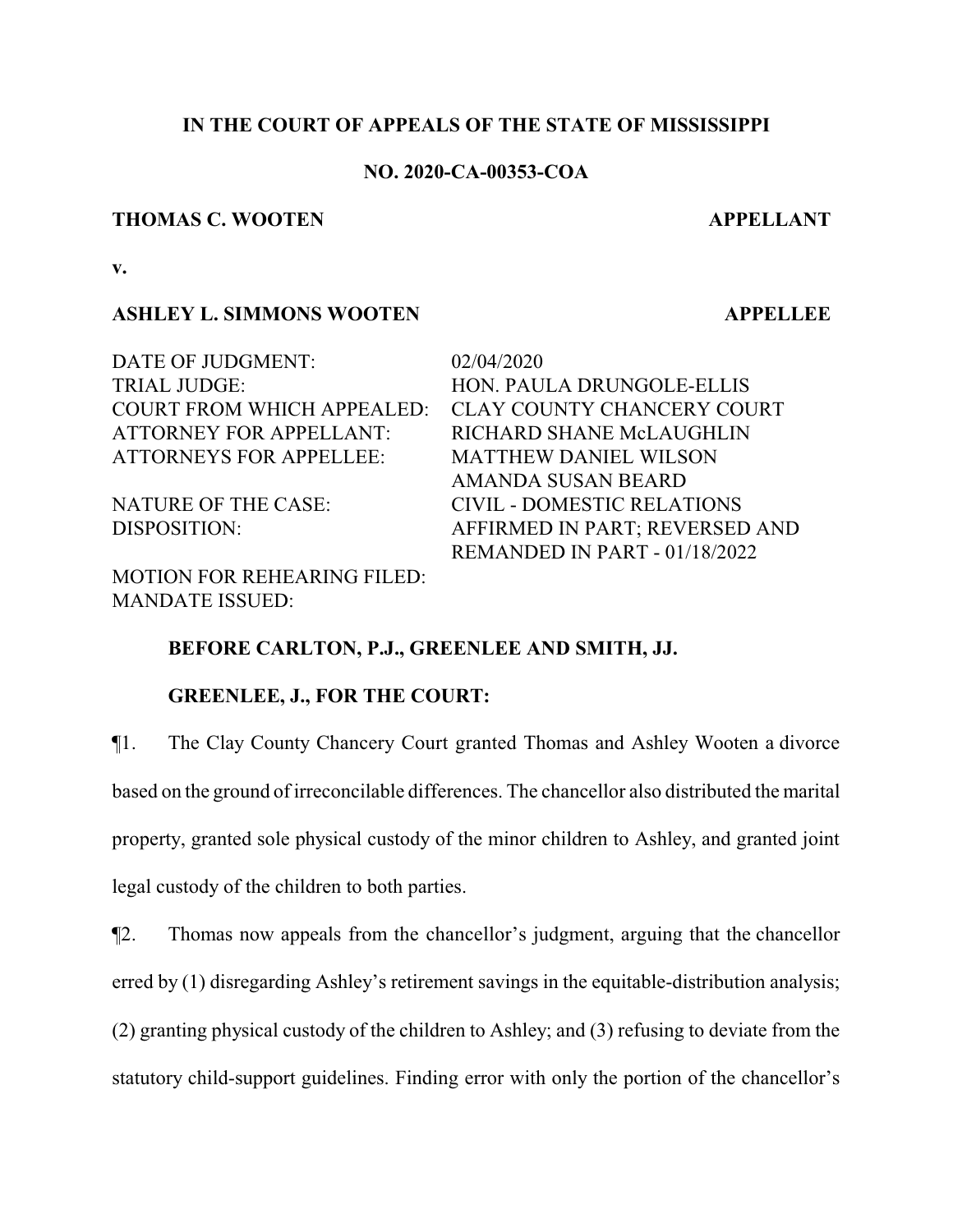**IN THE COURT OF APPEALS OF THE STATE OF MISSISSIPPI**

**NO. 2020-CA-00353-COA**

**THOMAS C. WOOTEN** — **APPELLANT**

**v.**

**ASHLEY L. SIMMONS WOOTEN** — **APPELLEE**

| | |
|---|---|
| DATE OF JUDGMENT: | 02/04/2020 |
| TRIAL JUDGE: | HON. PAULA DRUNGOLE-ELLIS |
| COURT FROM WHICH APPEALED: | CLAY COUNTY CHANCERY COURT |
| ATTORNEY FOR APPELLANT: | RICHARD SHANE McLAUGHLIN |
| ATTORNEYS FOR APPELLEE: | MATTHEW DANIEL WILSON<br>AMANDA SUSAN BEARD |
| NATURE OF THE CASE: | CIVIL - DOMESTIC RELATIONS |
| DISPOSITION: | AFFIRMED IN PART; REVERSED AND REMANDED IN PART - 01/18/2022 |
| MOTION FOR REHEARING FILED: | |
| MANDATE ISSUED: | |

**BEFORE CARLTON, P.J., GREENLEE AND SMITH, JJ.**

**GREENLEE, J., FOR THE COURT:**

¶1. The Clay County Chancery Court granted Thomas and Ashley Wooten a divorce based on the ground of irreconcilable differences. The chancellor also distributed the marital property, granted sole physical custody of the minor children to Ashley, and granted joint legal custody of the children to both parties.

¶2. Thomas now appeals from the chancellor's judgment, arguing that the chancellor erred by (1) disregarding Ashley's retirement savings in the equitable-distribution analysis; (2) granting physical custody of the children to Ashley; and (3) refusing to deviate from the statutory child-support guidelines. Finding error with only the portion of the chancellor's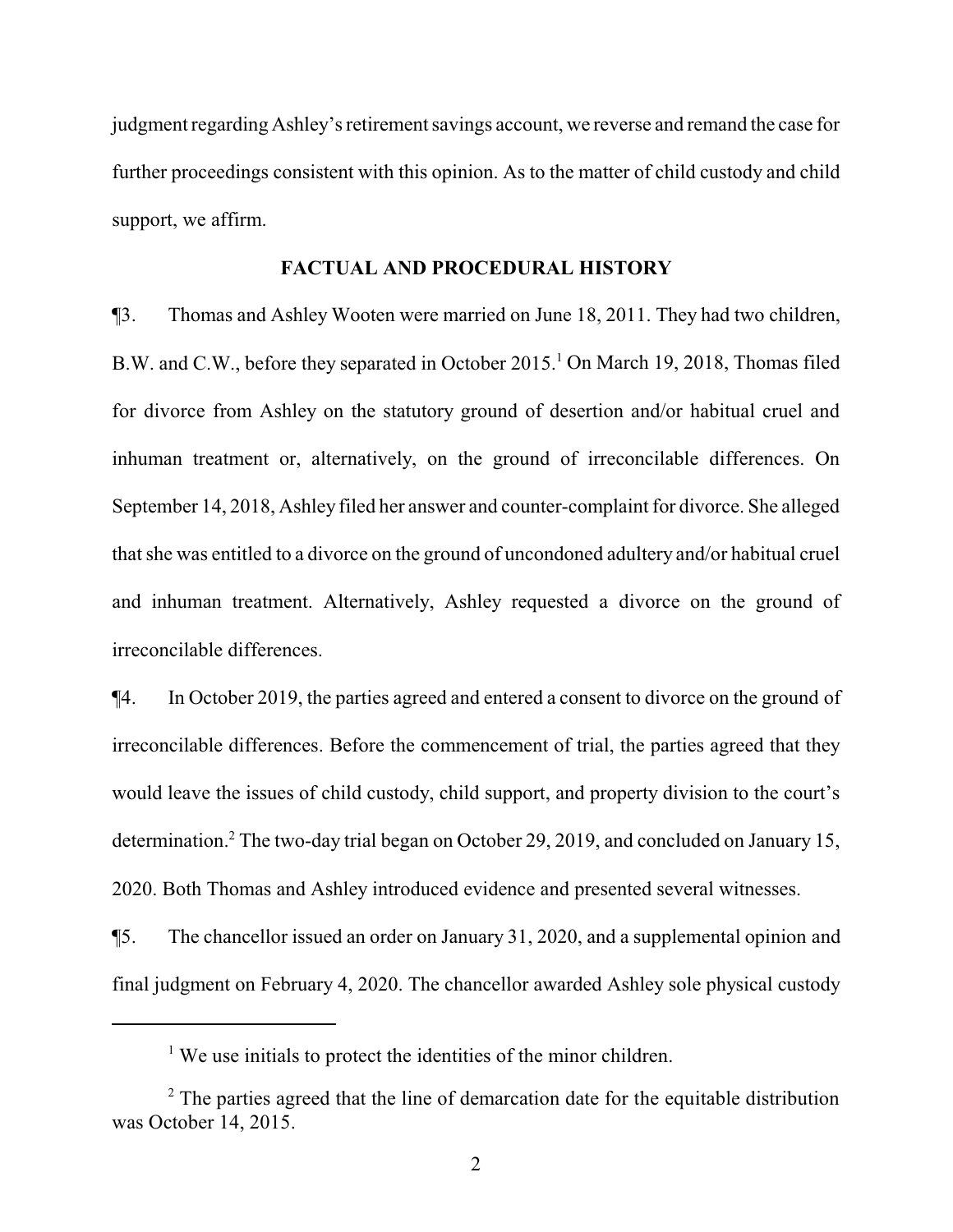judgment regarding Ashley's retirement savings account, we reverse and remand the case for further proceedings consistent with this opinion. As to the matter of child custody and child support, we affirm.

## FACTUAL AND PROCEDURAL HISTORY

¶3. Thomas and Ashley Wooten were married on June 18, 2011. They had two children, B.W. and C.W., before they separated in October 2015.[1] On March 19, 2018, Thomas filed for divorce from Ashley on the statutory ground of desertion and/or habitual cruel and inhuman treatment or, alternatively, on the ground of irreconcilable differences. On September 14, 2018, Ashley filed her answer and counter-complaint for divorce. She alleged that she was entitled to a divorce on the ground of uncondoned adultery and/or habitual cruel and inhuman treatment. Alternatively, Ashley requested a divorce on the ground of irreconcilable differences.

¶4. In October 2019, the parties agreed and entered a consent to divorce on the ground of irreconcilable differences. Before the commencement of trial, the parties agreed that they would leave the issues of child custody, child support, and property division to the court's determination.[2] The two-day trial began on October 29, 2019, and concluded on January 15, 2020. Both Thomas and Ashley introduced evidence and presented several witnesses.

¶5. The chancellor issued an order on January 31, 2020, and a supplemental opinion and final judgment on February 4, 2020. The chancellor awarded Ashley sole physical custody

---

[1] We use initials to protect the identities of the minor children.

[2] The parties agreed that the line of demarcation date for the equitable distribution was October 14, 2015.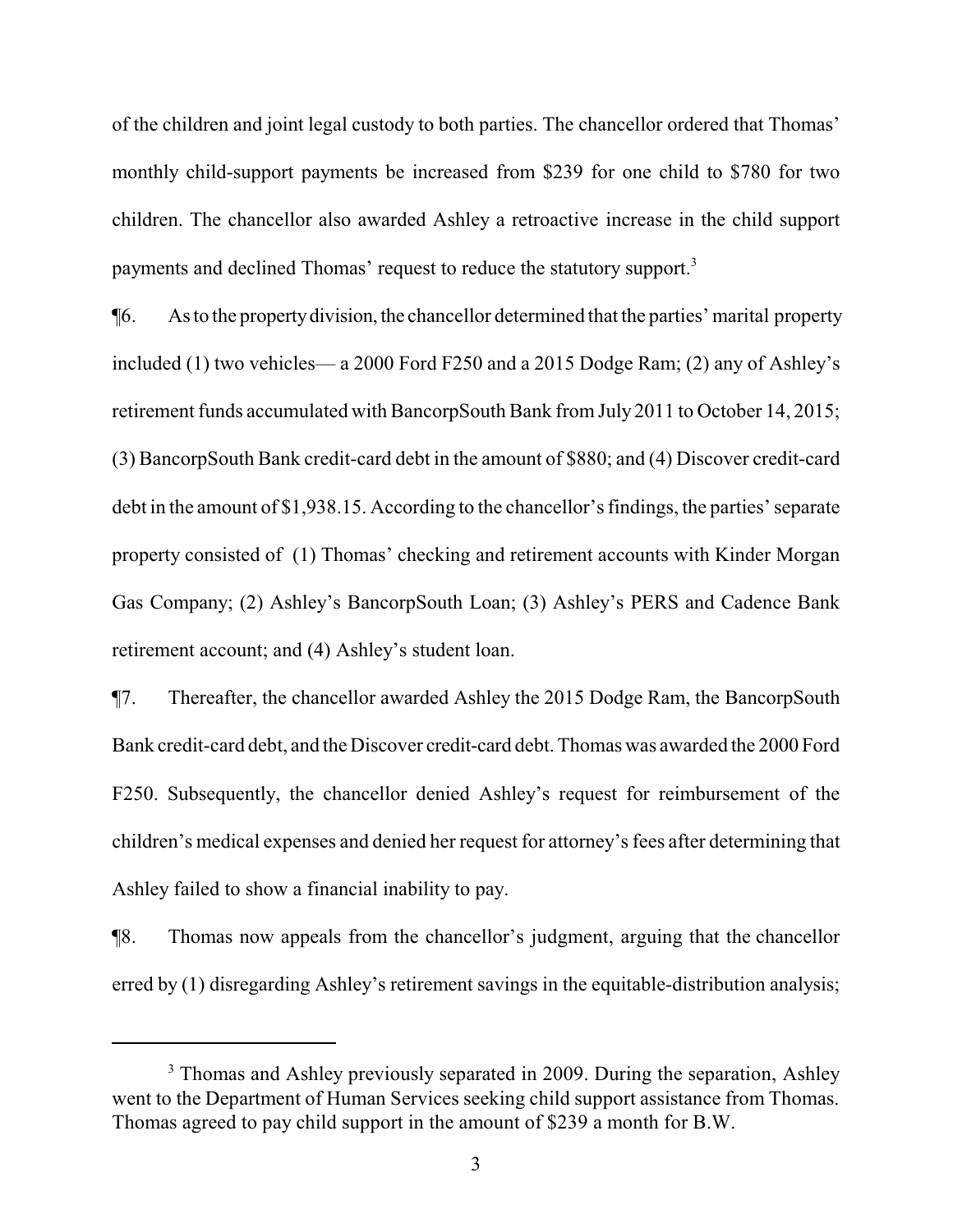of the children and joint legal custody to both parties. The chancellor ordered that Thomas' monthly child-support payments be increased from $239 for one child to $780 for two children. The chancellor also awarded Ashley a retroactive increase in the child support payments and declined Thomas' request to reduce the statutory support.[3]

¶6. As to the property division, the chancellor determined that the parties' marital property included (1) two vehicles— a 2000 Ford F250 and a 2015 Dodge Ram; (2) any of Ashley's retirement funds accumulated with BancorpSouth Bank from July 2011 to October 14, 2015; (3) BancorpSouth Bank credit-card debt in the amount of $880; and (4) Discover credit-card debt in the amount of $1,938.15. According to the chancellor's findings, the parties' separate property consisted of (1) Thomas' checking and retirement accounts with Kinder Morgan Gas Company; (2) Ashley's BancorpSouth Loan; (3) Ashley's PERS and Cadence Bank retirement account; and (4) Ashley's student loan.

¶7. Thereafter, the chancellor awarded Ashley the 2015 Dodge Ram, the BancorpSouth Bank credit-card debt, and the Discover credit-card debt. Thomas was awarded the 2000 Ford F250. Subsequently, the chancellor denied Ashley's request for reimbursement of the children's medical expenses and denied her request for attorney's fees after determining that Ashley failed to show a financial inability to pay.

¶8. Thomas now appeals from the chancellor's judgment, arguing that the chancellor erred by (1) disregarding Ashley's retirement savings in the equitable-distribution analysis;

---

[3] Thomas and Ashley previously separated in 2009. During the separation, Ashley went to the Department of Human Services seeking child support assistance from Thomas. Thomas agreed to pay child support in the amount of $239 a month for B.W.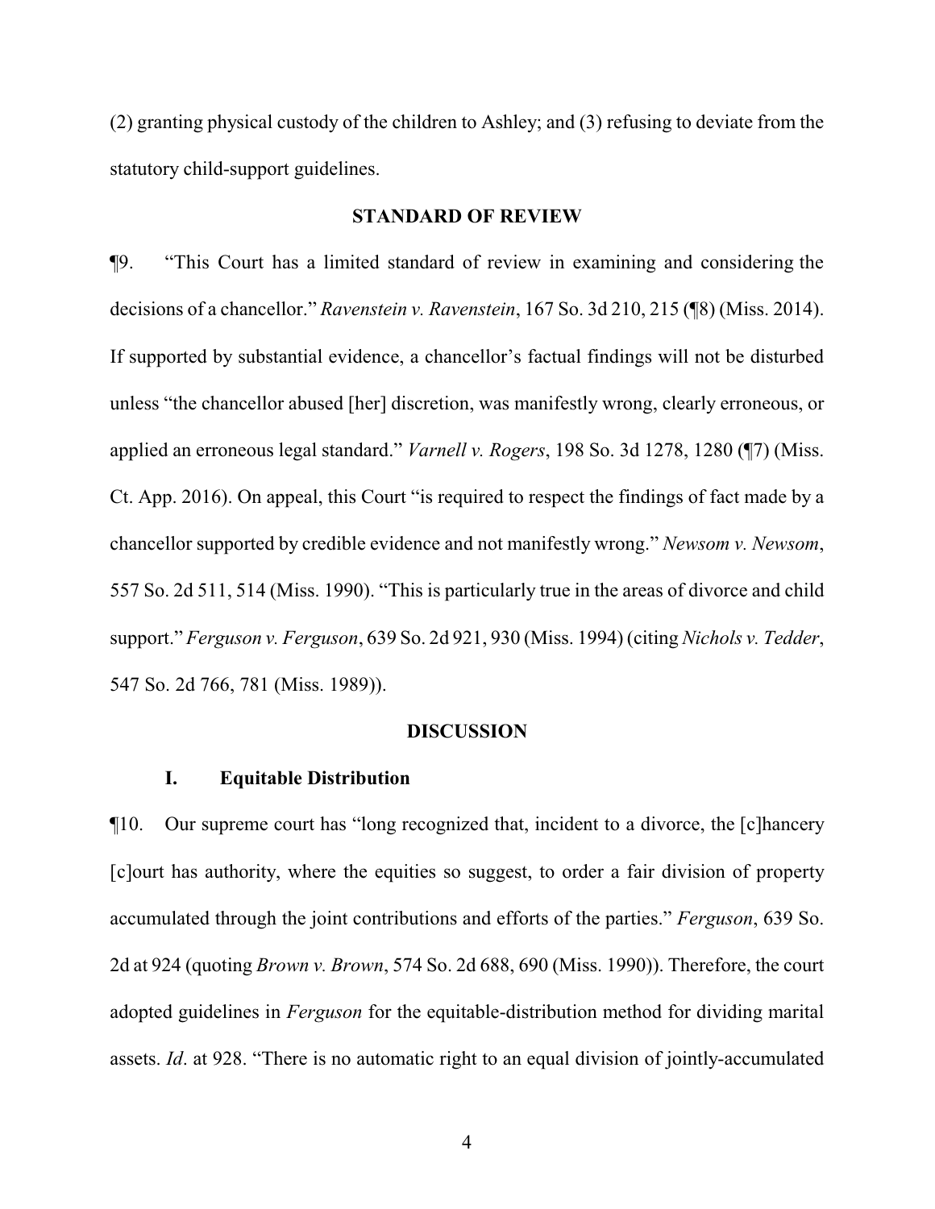(2) granting physical custody of the children to Ashley; and (3) refusing to deviate from the statutory child-support guidelines.

## STANDARD OF REVIEW

¶9. "This Court has a limited standard of review in examining and considering the decisions of a chancellor." *Ravenstein v. Ravenstein*, 167 So. 3d 210, 215 (¶8) (Miss. 2014). If supported by substantial evidence, a chancellor's factual findings will not be disturbed unless "the chancellor abused [her] discretion, was manifestly wrong, clearly erroneous, or applied an erroneous legal standard." *Varnell v. Rogers*, 198 So. 3d 1278, 1280 (¶7) (Miss. Ct. App. 2016). On appeal, this Court "is required to respect the findings of fact made by a chancellor supported by credible evidence and not manifestly wrong." *Newsom v. Newsom*, 557 So. 2d 511, 514 (Miss. 1990). "This is particularly true in the areas of divorce and child support." *Ferguson v. Ferguson*, 639 So. 2d 921, 930 (Miss. 1994) (citing *Nichols v. Tedder*, 547 So. 2d 766, 781 (Miss. 1989)).

## DISCUSSION

### I. Equitable Distribution

¶10. Our supreme court has "long recognized that, incident to a divorce, the [c]hancery [c]ourt has authority, where the equities so suggest, to order a fair division of property accumulated through the joint contributions and efforts of the parties." *Ferguson*, 639 So. 2d at 924 (quoting *Brown v. Brown*, 574 So. 2d 688, 690 (Miss. 1990)). Therefore, the court adopted guidelines in *Ferguson* for the equitable-distribution method for dividing marital assets. *Id*. at 928. "There is no automatic right to an equal division of jointly-accumulated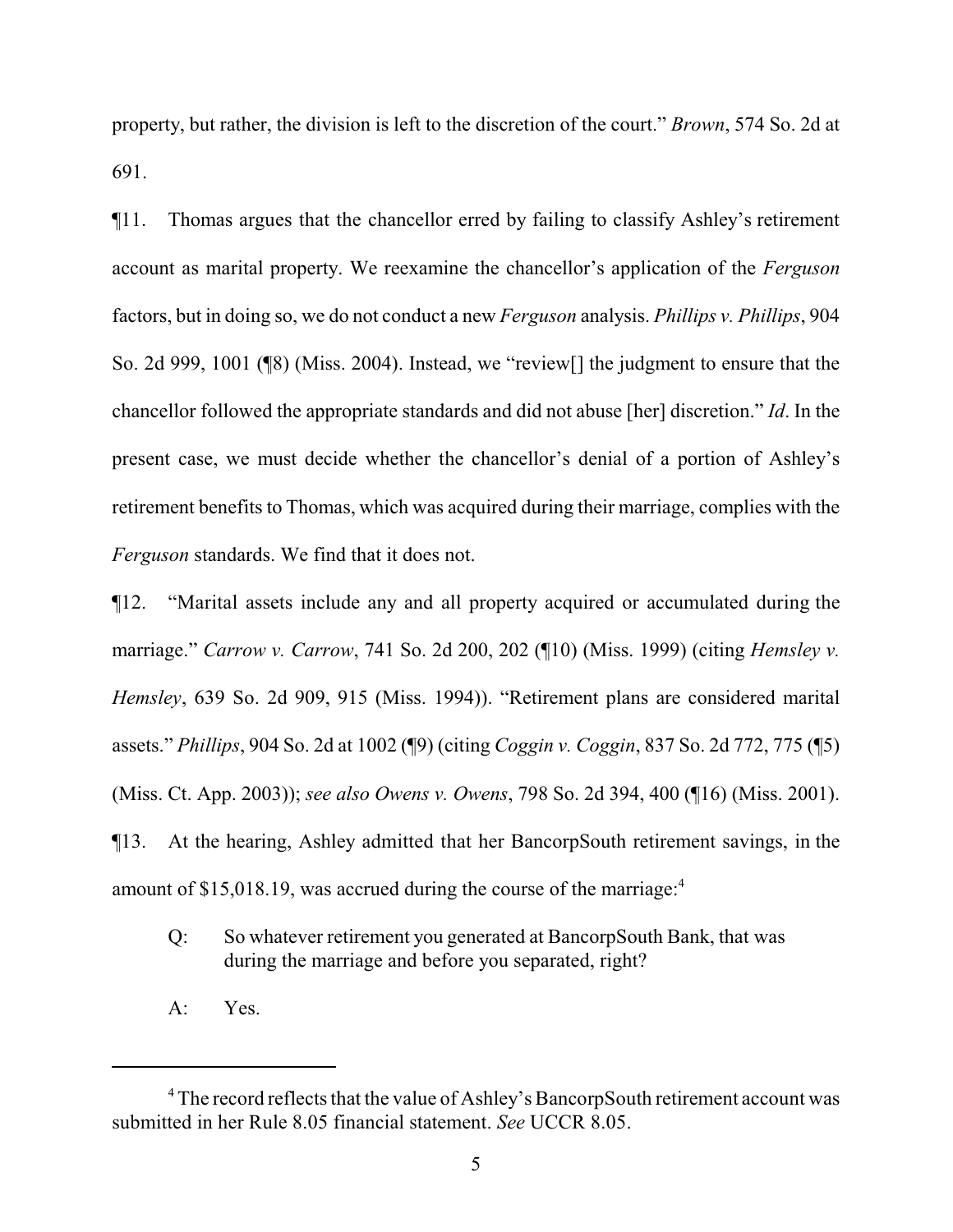property, but rather, the division is left to the discretion of the court." *Brown*, 574 So. 2d at 691.

¶11. Thomas argues that the chancellor erred by failing to classify Ashley's retirement account as marital property. We reexamine the chancellor's application of the *Ferguson* factors, but in doing so, we do not conduct a new *Ferguson* analysis. *Phillips v. Phillips*, 904 So. 2d 999, 1001 (¶8) (Miss. 2004). Instead, we "review[] the judgment to ensure that the chancellor followed the appropriate standards and did not abuse [her] discretion." *Id*. In the present case, we must decide whether the chancellor's denial of a portion of Ashley's retirement benefits to Thomas, which was acquired during their marriage, complies with the *Ferguson* standards. We find that it does not.

¶12. "Marital assets include any and all property acquired or accumulated during the marriage." *Carrow v. Carrow*, 741 So. 2d 200, 202 (¶10) (Miss. 1999) (citing *Hemsley v. Hemsley*, 639 So. 2d 909, 915 (Miss. 1994)). "Retirement plans are considered marital assets." *Phillips*, 904 So. 2d at 1002 (¶9) (citing *Coggin v. Coggin*, 837 So. 2d 772, 775 (¶5) (Miss. Ct. App. 2003)); *see also Owens v. Owens*, 798 So. 2d 394, 400 (¶16) (Miss. 2001).

¶13. At the hearing, Ashley admitted that her BancorpSouth retirement savings, in the amount of $15,018.19, was accrued during the course of the marriage:[4]

> Q: So whatever retirement you generated at BancorpSouth Bank, that was during the marriage and before you separated, right?
>
> A: Yes.

---

[4] The record reflects that the value of Ashley's BancorpSouth retirement account was submitted in her Rule 8.05 financial statement. *See* UCCR 8.05.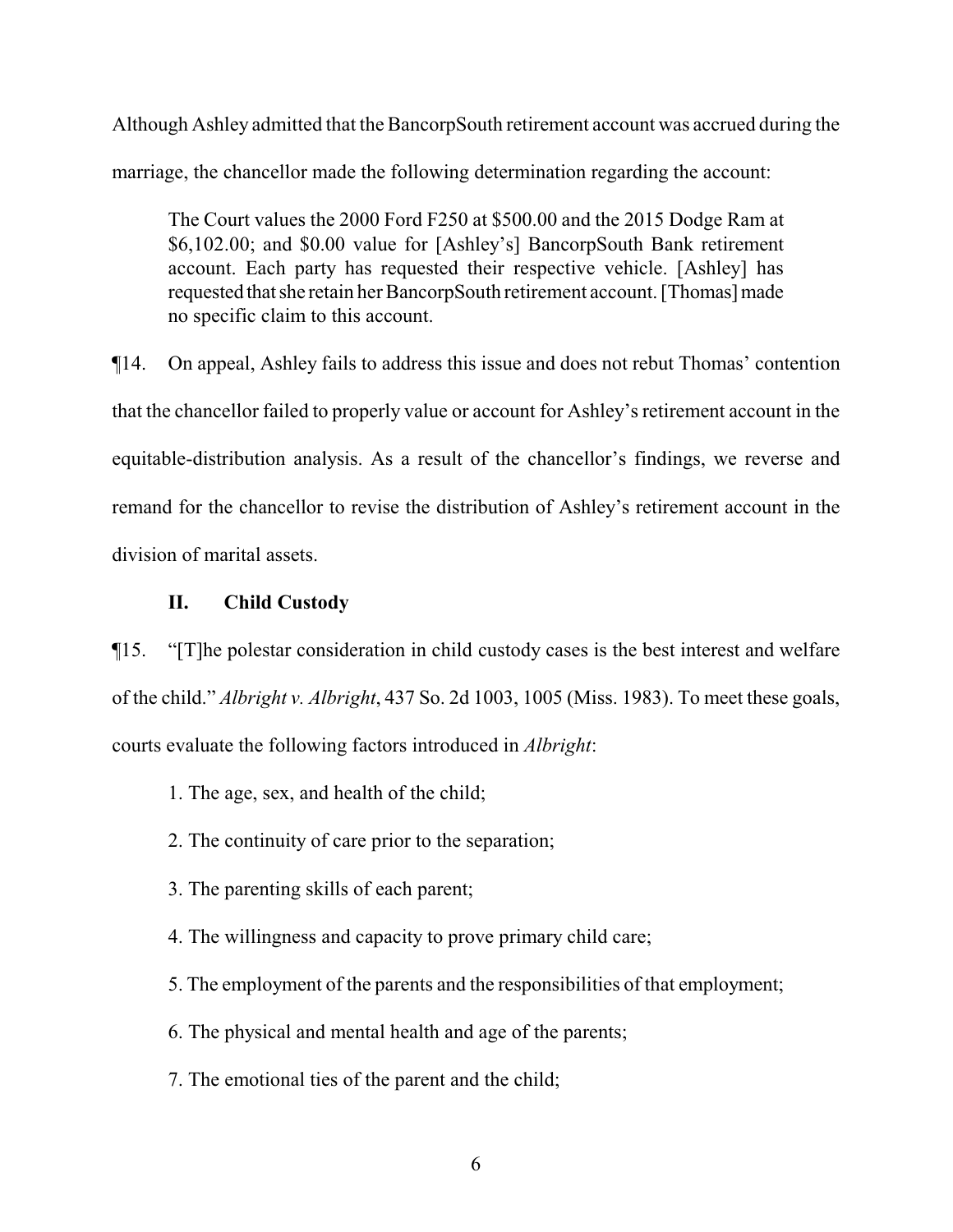Although Ashley admitted that the BancorpSouth retirement account was accrued during the marriage, the chancellor made the following determination regarding the account:

> The Court values the 2000 Ford F250 at $500.00 and the 2015 Dodge Ram at $6,102.00; and $0.00 value for [Ashley's] BancorpSouth Bank retirement account. Each party has requested their respective vehicle. [Ashley] has requested that she retain her BancorpSouth retirement account. [Thomas] made no specific claim to this account.

¶14. On appeal, Ashley fails to address this issue and does not rebut Thomas' contention that the chancellor failed to properly value or account for Ashley's retirement account in the equitable-distribution analysis. As a result of the chancellor's findings, we reverse and remand for the chancellor to revise the distribution of Ashley's retirement account in the division of marital assets.

### II. Child Custody

¶15. "[T]he polestar consideration in child custody cases is the best interest and welfare of the child." *Albright v. Albright*, 437 So. 2d 1003, 1005 (Miss. 1983). To meet these goals, courts evaluate the following factors introduced in *Albright*:

> 1. The age, sex, and health of the child;
>
> 2. The continuity of care prior to the separation;
>
> 3. The parenting skills of each parent;
>
> 4. The willingness and capacity to prove primary child care;
>
> 5. The employment of the parents and the responsibilities of that employment;
>
> 6. The physical and mental health and age of the parents;
>
> 7. The emotional ties of the parent and the child;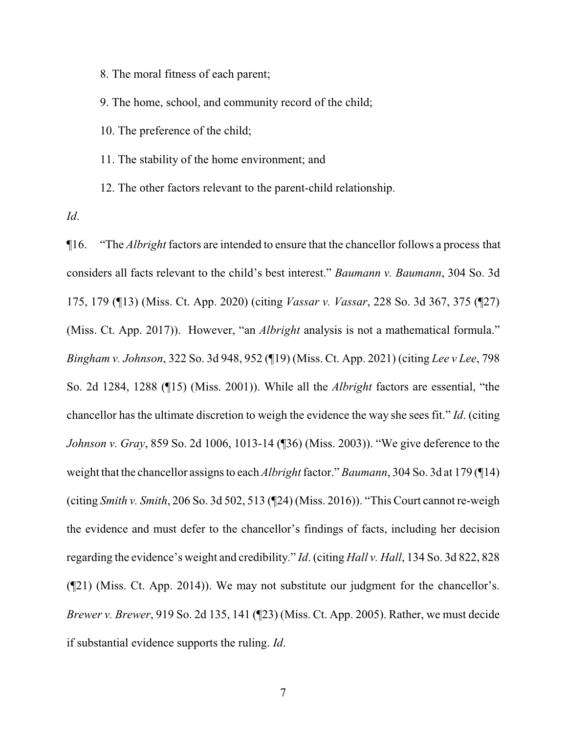8. The moral fitness of each parent;

9. The home, school, and community record of the child;

10. The preference of the child;

11. The stability of the home environment; and

12. The other factors relevant to the parent-child relationship.

*Id*.

¶16. "The *Albright* factors are intended to ensure that the chancellor follows a process that considers all facts relevant to the child's best interest." *Baumann v. Baumann*, 304 So. 3d 175, 179 (¶13) (Miss. Ct. App. 2020) (citing *Vassar v. Vassar*, 228 So. 3d 367, 375 (¶27) (Miss. Ct. App. 2017)). However, "an *Albright* analysis is not a mathematical formula." *Bingham v. Johnson*, 322 So. 3d 948, 952 (¶19) (Miss. Ct. App. 2021) (citing *Lee v Lee*, 798 So. 2d 1284, 1288 (¶15) (Miss. 2001)). While all the *Albright* factors are essential, "the chancellor has the ultimate discretion to weigh the evidence the way she sees fit." *Id*. (citing *Johnson v. Gray*, 859 So. 2d 1006, 1013-14 (¶36) (Miss. 2003)). "We give deference to the weight that the chancellor assigns to each *Albright* factor." *Baumann*, 304 So. 3d at 179 (¶14) (citing *Smith v. Smith*, 206 So. 3d 502, 513 (¶24) (Miss. 2016)). "This Court cannot re-weigh the evidence and must defer to the chancellor's findings of facts, including her decision regarding the evidence's weight and credibility." *Id*. (citing *Hall v. Hall*, 134 So. 3d 822, 828 (¶21) (Miss. Ct. App. 2014)). We may not substitute our judgment for the chancellor's. *Brewer v. Brewer*, 919 So. 2d 135, 141 (¶23) (Miss. Ct. App. 2005). Rather, we must decide if substantial evidence supports the ruling. *Id*.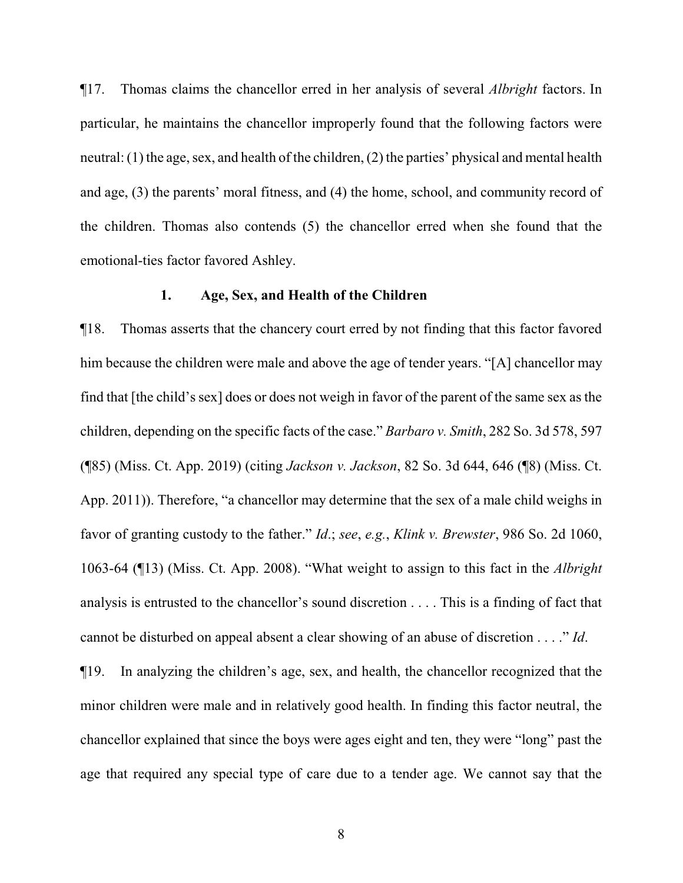¶17. Thomas claims the chancellor erred in her analysis of several *Albright* factors. In particular, he maintains the chancellor improperly found that the following factors were neutral: (1) the age, sex, and health of the children, (2) the parties' physical and mental health and age, (3) the parents' moral fitness, and (4) the home, school, and community record of the children. Thomas also contends (5) the chancellor erred when she found that the emotional-ties factor favored Ashley.

### 1. Age, Sex, and Health of the Children

¶18. Thomas asserts that the chancery court erred by not finding that this factor favored him because the children were male and above the age of tender years. "[A] chancellor may find that [the child's sex] does or does not weigh in favor of the parent of the same sex as the children, depending on the specific facts of the case." *Barbaro v. Smith*, 282 So. 3d 578, 597 (¶85) (Miss. Ct. App. 2019) (citing *Jackson v. Jackson*, 82 So. 3d 644, 646 (¶8) (Miss. Ct. App. 2011)). Therefore, "a chancellor may determine that the sex of a male child weighs in favor of granting custody to the father." *Id*.; *see*, *e.g.*, *Klink v. Brewster*, 986 So. 2d 1060, 1063-64 (¶13) (Miss. Ct. App. 2008). "What weight to assign to this fact in the *Albright* analysis is entrusted to the chancellor's sound discretion . . . . This is a finding of fact that cannot be disturbed on appeal absent a clear showing of an abuse of discretion . . . ." *Id*.

¶19. In analyzing the children's age, sex, and health, the chancellor recognized that the minor children were male and in relatively good health. In finding this factor neutral, the chancellor explained that since the boys were ages eight and ten, they were "long" past the age that required any special type of care due to a tender age. We cannot say that the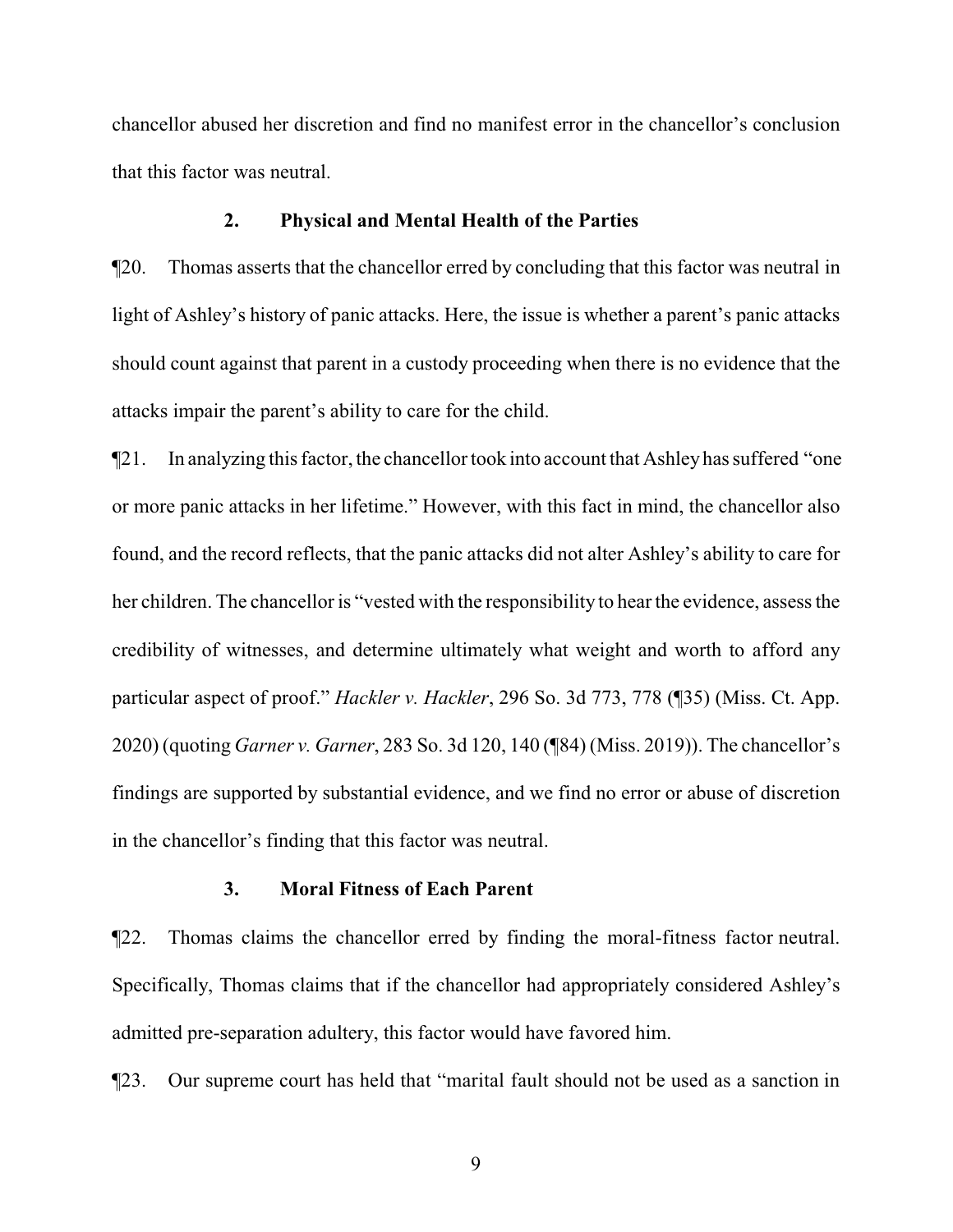chancellor abused her discretion and find no manifest error in the chancellor's conclusion that this factor was neutral.

### 2. Physical and Mental Health of the Parties

¶20. Thomas asserts that the chancellor erred by concluding that this factor was neutral in light of Ashley's history of panic attacks. Here, the issue is whether a parent's panic attacks should count against that parent in a custody proceeding when there is no evidence that the attacks impair the parent's ability to care for the child.

¶21. In analyzing this factor, the chancellor took into account that Ashley has suffered "one or more panic attacks in her lifetime." However, with this fact in mind, the chancellor also found, and the record reflects, that the panic attacks did not alter Ashley's ability to care for her children. The chancellor is "vested with the responsibility to hear the evidence, assess the credibility of witnesses, and determine ultimately what weight and worth to afford any particular aspect of proof." *Hackler v. Hackler*, 296 So. 3d 773, 778 (¶35) (Miss. Ct. App. 2020) (quoting *Garner v. Garner*, 283 So. 3d 120, 140 (¶84) (Miss. 2019)). The chancellor's findings are supported by substantial evidence, and we find no error or abuse of discretion in the chancellor's finding that this factor was neutral.

### 3. Moral Fitness of Each Parent

¶22. Thomas claims the chancellor erred by finding the moral-fitness factor neutral. Specifically, Thomas claims that if the chancellor had appropriately considered Ashley's admitted pre-separation adultery, this factor would have favored him.

¶23. Our supreme court has held that "marital fault should not be used as a sanction in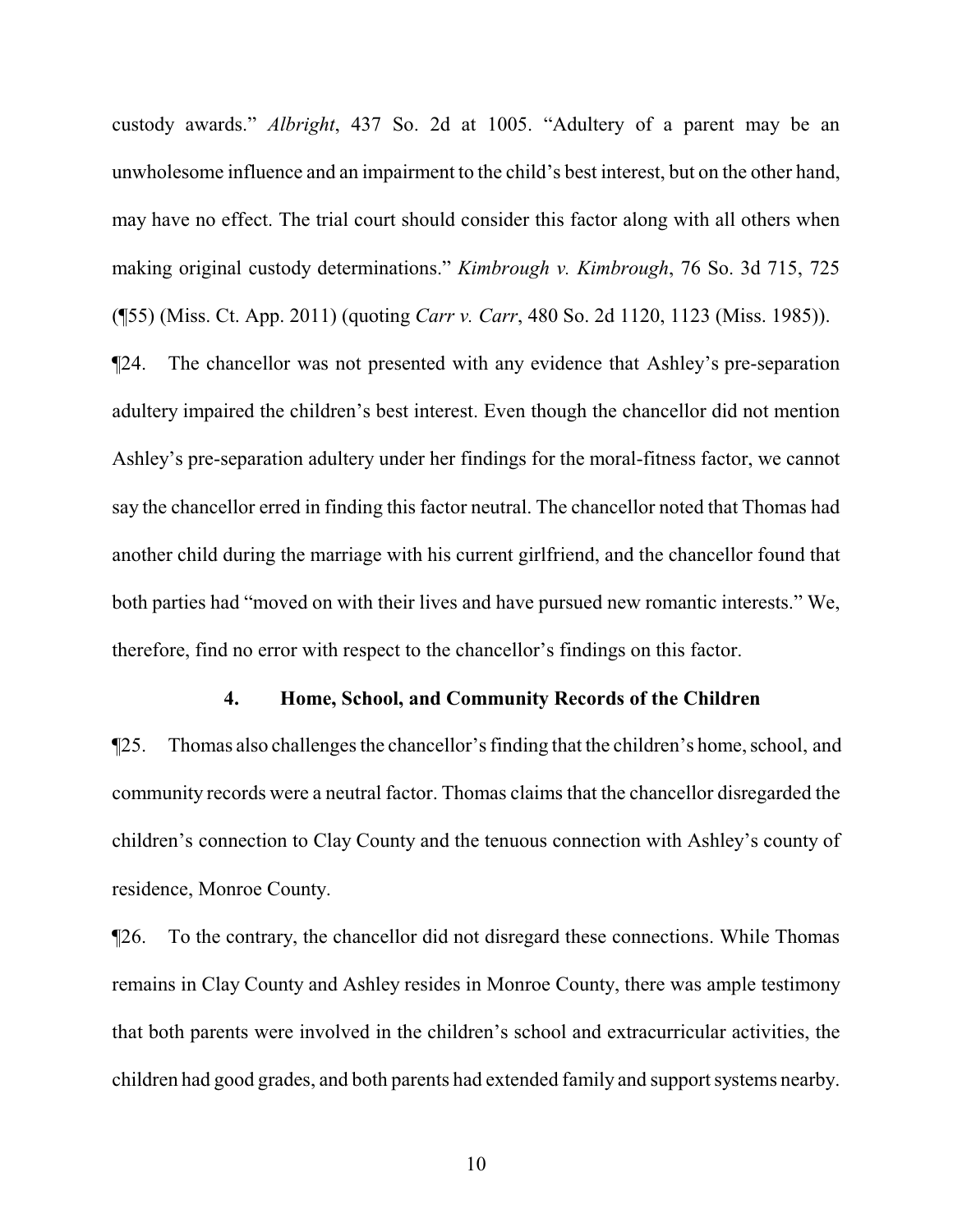custody awards." *Albright*, 437 So. 2d at 1005. "Adultery of a parent may be an unwholesome influence and an impairment to the child's best interest, but on the other hand, may have no effect. The trial court should consider this factor along with all others when making original custody determinations." *Kimbrough v. Kimbrough*, 76 So. 3d 715, 725 (¶55) (Miss. Ct. App. 2011) (quoting *Carr v. Carr*, 480 So. 2d 1120, 1123 (Miss. 1985)).

¶24. The chancellor was not presented with any evidence that Ashley's pre-separation adultery impaired the children's best interest. Even though the chancellor did not mention Ashley's pre-separation adultery under her findings for the moral-fitness factor, we cannot say the chancellor erred in finding this factor neutral. The chancellor noted that Thomas had another child during the marriage with his current girlfriend, and the chancellor found that both parties had "moved on with their lives and have pursued new romantic interests." We, therefore, find no error with respect to the chancellor's findings on this factor.

#### 4. Home, School, and Community Records of the Children

¶25. Thomas also challenges the chancellor's finding that the children's home, school, and community records were a neutral factor. Thomas claims that the chancellor disregarded the children's connection to Clay County and the tenuous connection with Ashley's county of residence, Monroe County.

¶26. To the contrary, the chancellor did not disregard these connections. While Thomas remains in Clay County and Ashley resides in Monroe County, there was ample testimony that both parents were involved in the children's school and extracurricular activities, the children had good grades, and both parents had extended family and support systems nearby.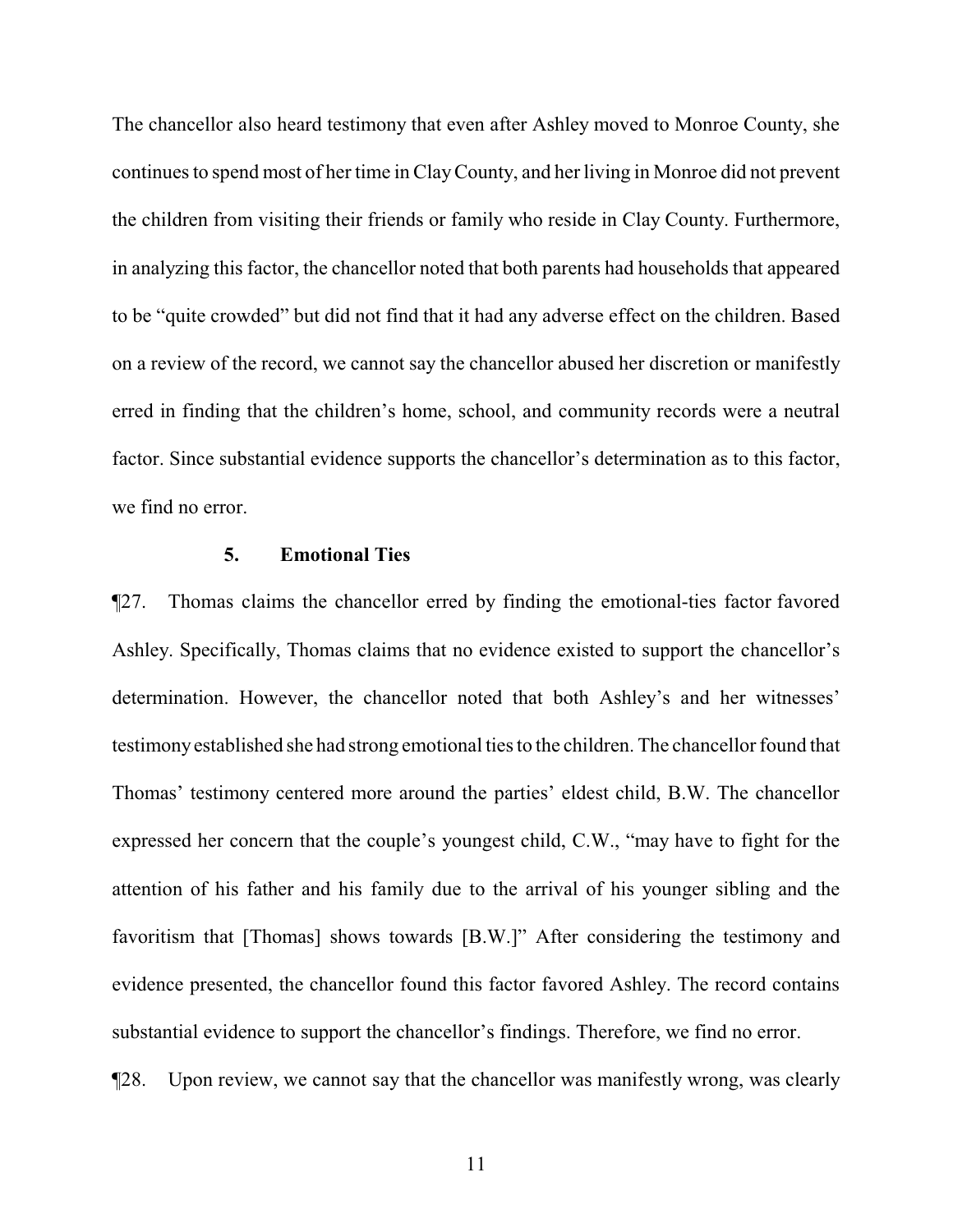The chancellor also heard testimony that even after Ashley moved to Monroe County, she continues to spend most of her time in Clay County, and her living in Monroe did not prevent the children from visiting their friends or family who reside in Clay County. Furthermore, in analyzing this factor, the chancellor noted that both parents had households that appeared to be "quite crowded" but did not find that it had any adverse effect on the children. Based on a review of the record, we cannot say the chancellor abused her discretion or manifestly erred in finding that the children's home, school, and community records were a neutral factor. Since substantial evidence supports the chancellor's determination as to this factor, we find no error.

### 5. Emotional Ties

¶27. Thomas claims the chancellor erred by finding the emotional-ties factor favored Ashley. Specifically, Thomas claims that no evidence existed to support the chancellor's determination. However, the chancellor noted that both Ashley's and her witnesses' testimony established she had strong emotional ties to the children. The chancellor found that Thomas' testimony centered more around the parties' eldest child, B.W. The chancellor expressed her concern that the couple's youngest child, C.W., "may have to fight for the attention of his father and his family due to the arrival of his younger sibling and the favoritism that [Thomas] shows towards [B.W.]" After considering the testimony and evidence presented, the chancellor found this factor favored Ashley. The record contains substantial evidence to support the chancellor's findings. Therefore, we find no error.

¶28. Upon review, we cannot say that the chancellor was manifestly wrong, was clearly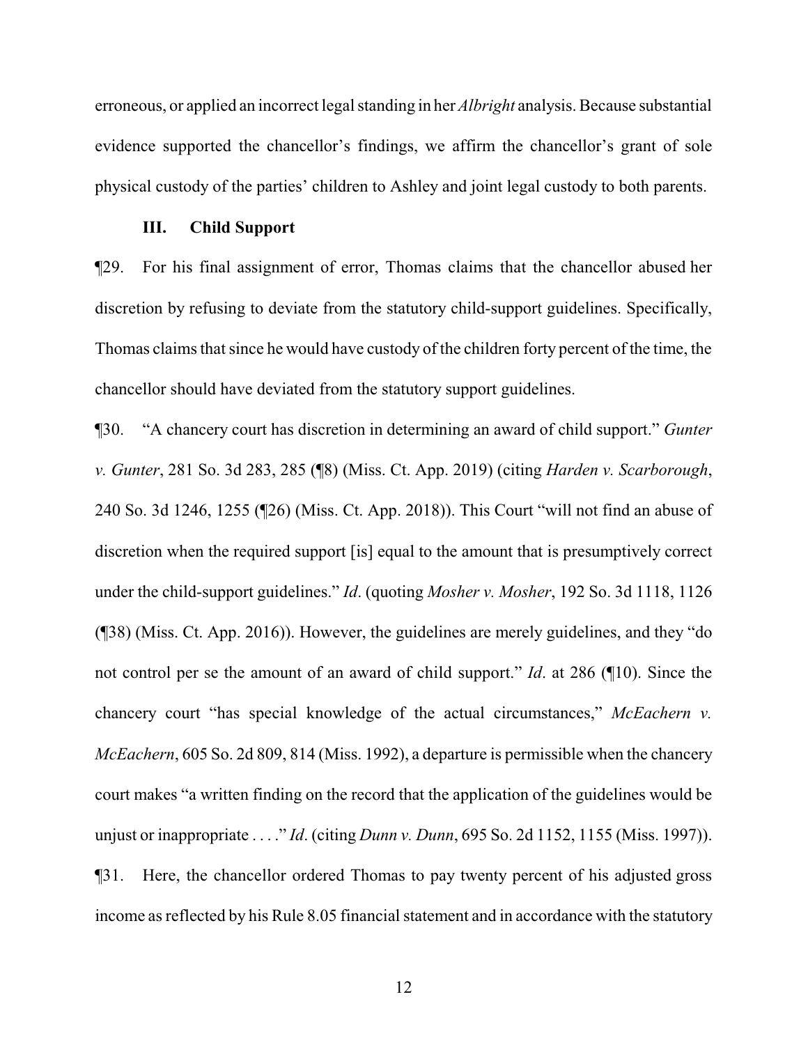erroneous, or applied an incorrect legal standing in her *Albright* analysis. Because substantial evidence supported the chancellor's findings, we affirm the chancellor's grant of sole physical custody of the parties' children to Ashley and joint legal custody to both parents.

### III. Child Support

¶29. For his final assignment of error, Thomas claims that the chancellor abused her discretion by refusing to deviate from the statutory child-support guidelines. Specifically, Thomas claims that since he would have custody of the children forty percent of the time, the chancellor should have deviated from the statutory support guidelines.

¶30. "A chancery court has discretion in determining an award of child support." *Gunter v. Gunter*, 281 So. 3d 283, 285 (¶8) (Miss. Ct. App. 2019) (citing *Harden v. Scarborough*, 240 So. 3d 1246, 1255 (¶26) (Miss. Ct. App. 2018)). This Court "will not find an abuse of discretion when the required support [is] equal to the amount that is presumptively correct under the child-support guidelines." *Id*. (quoting *Mosher v. Mosher*, 192 So. 3d 1118, 1126 (¶38) (Miss. Ct. App. 2016)). However, the guidelines are merely guidelines, and they "do not control per se the amount of an award of child support." *Id*. at 286 (¶10). Since the chancery court "has special knowledge of the actual circumstances," *McEachern v. McEachern*, 605 So. 2d 809, 814 (Miss. 1992), a departure is permissible when the chancery court makes "a written finding on the record that the application of the guidelines would be unjust or inappropriate . . . ." *Id*. (citing *Dunn v. Dunn*, 695 So. 2d 1152, 1155 (Miss. 1997)).

¶31. Here, the chancellor ordered Thomas to pay twenty percent of his adjusted gross income as reflected by his Rule 8.05 financial statement and in accordance with the statutory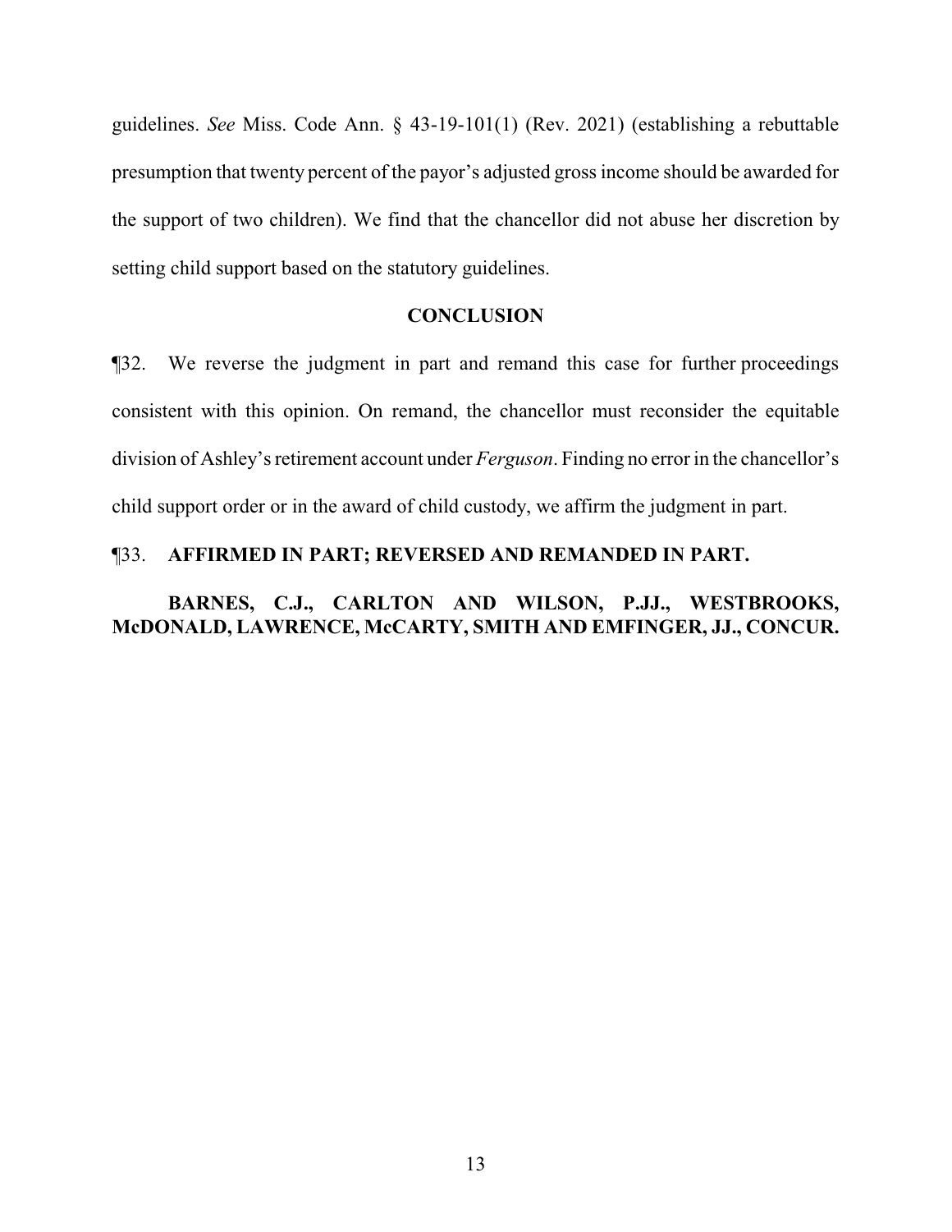guidelines. *See* Miss. Code Ann. § 43-19-101(1) (Rev. 2021) (establishing a rebuttable presumption that twenty percent of the payor's adjusted gross income should be awarded for the support of two children). We find that the chancellor did not abuse her discretion by setting child support based on the statutory guidelines.

## CONCLUSION

¶32. We reverse the judgment in part and remand this case for further proceedings consistent with this opinion. On remand, the chancellor must reconsider the equitable division of Ashley's retirement account under *Ferguson*. Finding no error in the chancellor's child support order or in the award of child custody, we affirm the judgment in part.

¶33. **AFFIRMED IN PART; REVERSED AND REMANDED IN PART.**

**BARNES, C.J., CARLTON AND WILSON, P.JJ., WESTBROOKS, McDONALD, LAWRENCE, McCARTY, SMITH AND EMFINGER, JJ., CONCUR.**